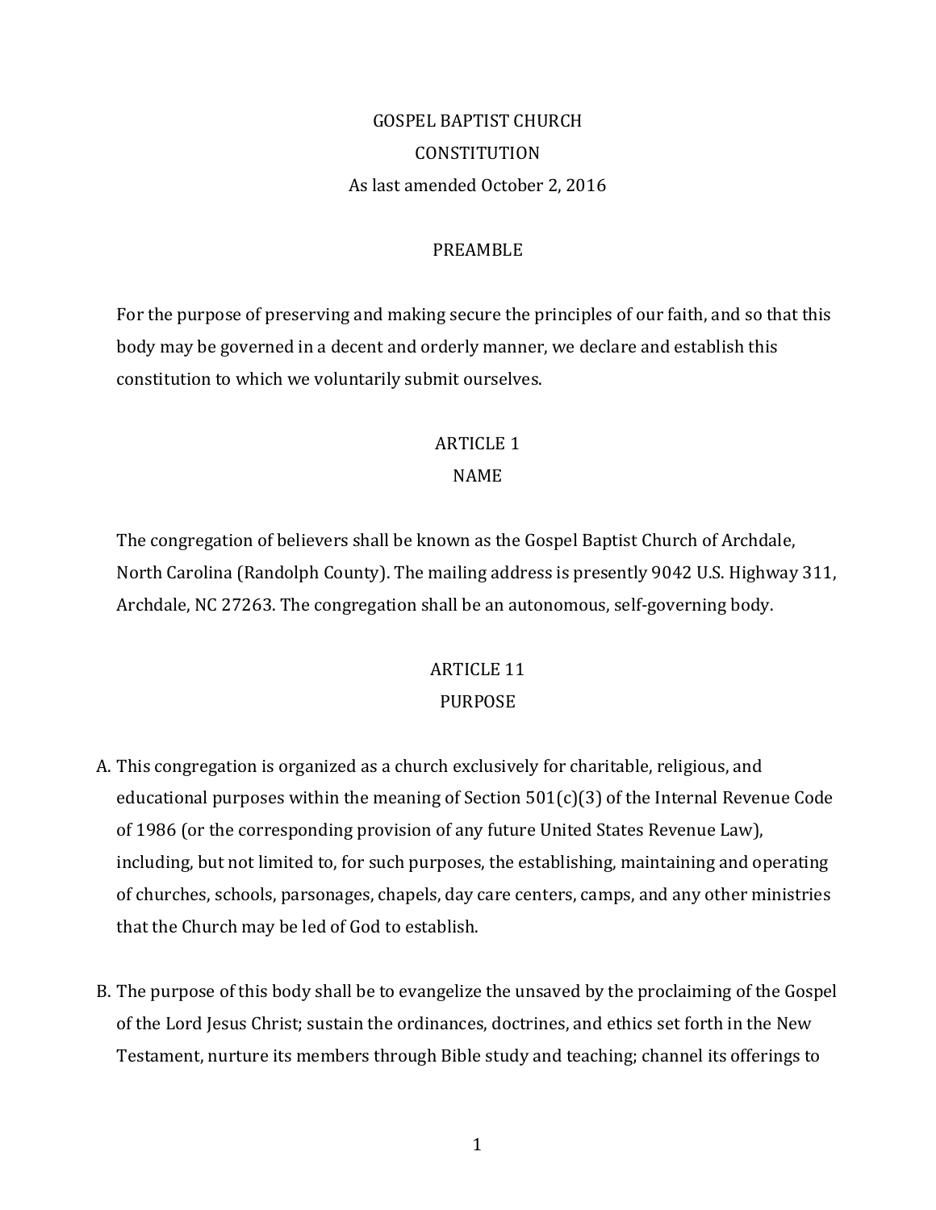# GOSPEL BAPTIST CHURCH

# CONSTITUTION

As last amended October 2, 2016

## PREAMBLE

For the purpose of preserving and making secure the principles of our faith, and so that this body may be governed in a decent and orderly manner, we declare and establish this constitution to which we voluntarily submit ourselves.

## ARTICLE 1

## NAME

The congregation of believers shall be known as the Gospel Baptist Church of Archdale, North Carolina (Randolph County). The mailing address is presently 9042 U.S. Highway 311, Archdale, NC 27263. The congregation shall be an autonomous, self-governing body.

## ARTICLE 11

## PURPOSE

A. This congregation is organized as a church exclusively for charitable, religious, and educational purposes within the meaning of Section 501(c)(3) of the Internal Revenue Code of 1986 (or the corresponding provision of any future United States Revenue Law), including, but not limited to, for such purposes, the establishing, maintaining and operating of churches, schools, parsonages, chapels, day care centers, camps, and any other ministries that the Church may be led of God to establish.

B. The purpose of this body shall be to evangelize the unsaved by the proclaiming of the Gospel of the Lord Jesus Christ; sustain the ordinances, doctrines, and ethics set forth in the New Testament, nurture its members through Bible study and teaching; channel its offerings to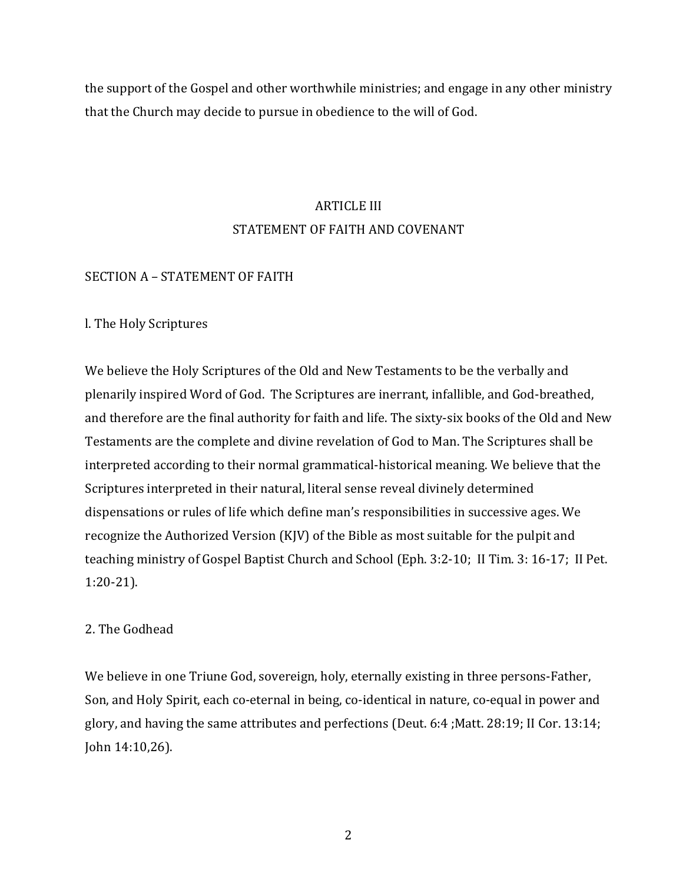the support of the Gospel and other worthwhile ministries; and engage in any other ministry that the Church may decide to pursue in obedience to the will of God.

## ARTICLE III
## STATEMENT OF FAITH AND COVENANT

### SECTION A – STATEMENT OF FAITH

l. The Holy Scriptures

We believe the Holy Scriptures of the Old and New Testaments to be the verbally and plenarily inspired Word of God. The Scriptures are inerrant, infallible, and God-breathed, and therefore are the final authority for faith and life. The sixty-six books of the Old and New Testaments are the complete and divine revelation of God to Man. The Scriptures shall be interpreted according to their normal grammatical-historical meaning. We believe that the Scriptures interpreted in their natural, literal sense reveal divinely determined dispensations or rules of life which define man's responsibilities in successive ages. We recognize the Authorized Version (KJV) of the Bible as most suitable for the pulpit and teaching ministry of Gospel Baptist Church and School (Eph. 3:2-10; II Tim. 3: 16-17; II Pet. 1:20-21).

2. The Godhead

We believe in one Triune God, sovereign, holy, eternally existing in three persons-Father, Son, and Holy Spirit, each co-eternal in being, co-identical in nature, co-equal in power and glory, and having the same attributes and perfections (Deut. 6:4 ;Matt. 28:19; II Cor. 13:14; John 14:10,26).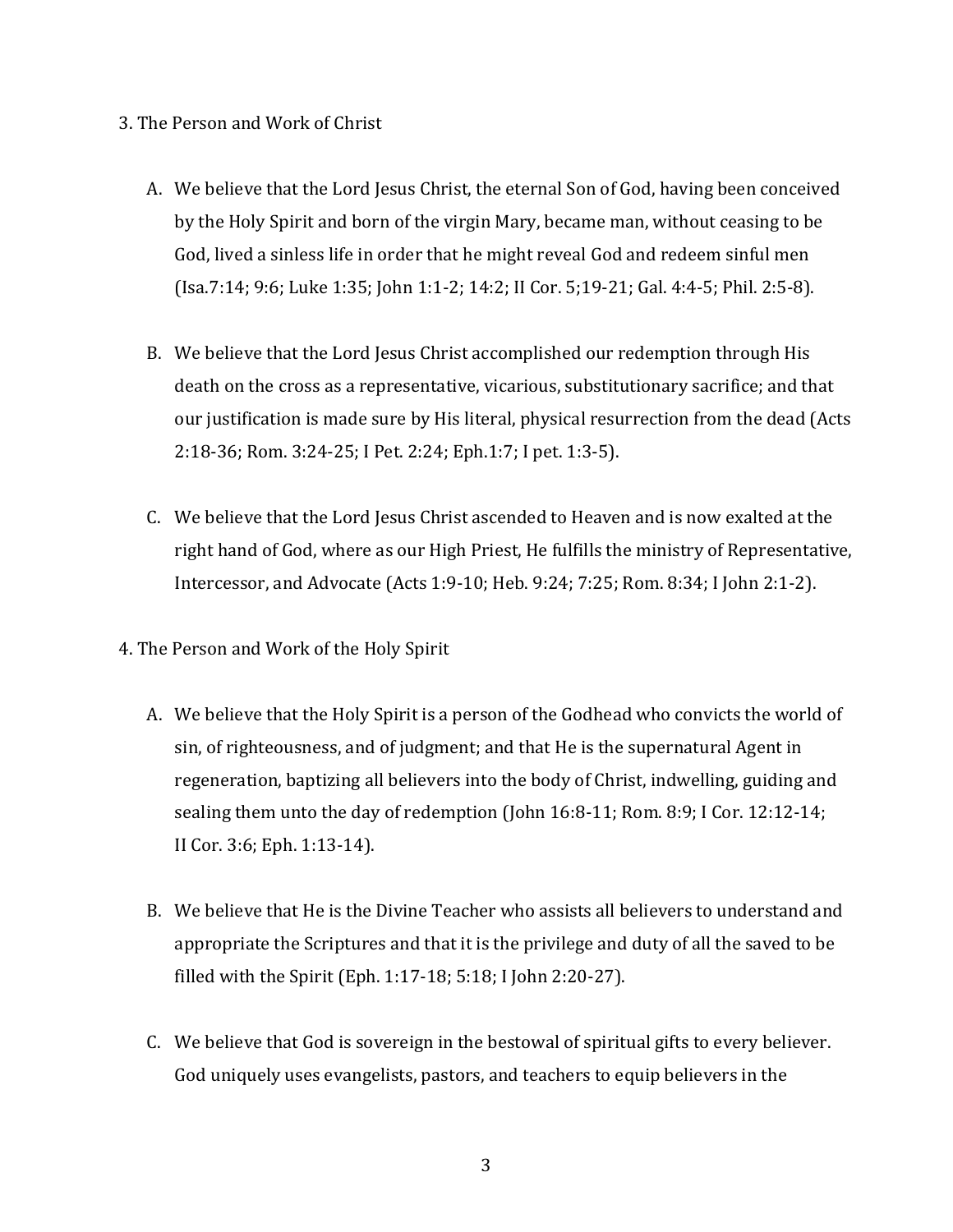3. The Person and Work of Christ

A. We believe that the Lord Jesus Christ, the eternal Son of God, having been conceived by the Holy Spirit and born of the virgin Mary, became man, without ceasing to be God, lived a sinless life in order that he might reveal God and redeem sinful men (Isa.7:14; 9:6; Luke 1:35; John 1:1-2; 14:2; II Cor. 5;19-21; Gal. 4:4-5; Phil. 2:5-8).

B. We believe that the Lord Jesus Christ accomplished our redemption through His death on the cross as a representative, vicarious, substitutionary sacrifice; and that our justification is made sure by His literal, physical resurrection from the dead (Acts 2:18-36; Rom. 3:24-25; I Pet. 2:24; Eph.1:7; I pet. 1:3-5).

C. We believe that the Lord Jesus Christ ascended to Heaven and is now exalted at the right hand of God, where as our High Priest, He fulfills the ministry of Representative, Intercessor, and Advocate (Acts 1:9-10; Heb. 9:24; 7:25; Rom. 8:34; I John 2:1-2).

4. The Person and Work of the Holy Spirit

A. We believe that the Holy Spirit is a person of the Godhead who convicts the world of sin, of righteousness, and of judgment; and that He is the supernatural Agent in regeneration, baptizing all believers into the body of Christ, indwelling, guiding and sealing them unto the day of redemption (John 16:8-11; Rom. 8:9; I Cor. 12:12-14; II Cor. 3:6; Eph. 1:13-14).

B. We believe that He is the Divine Teacher who assists all believers to understand and appropriate the Scriptures and that it is the privilege and duty of all the saved to be filled with the Spirit (Eph. 1:17-18; 5:18; I John 2:20-27).

C. We believe that God is sovereign in the bestowal of spiritual gifts to every believer. God uniquely uses evangelists, pastors, and teachers to equip believers in the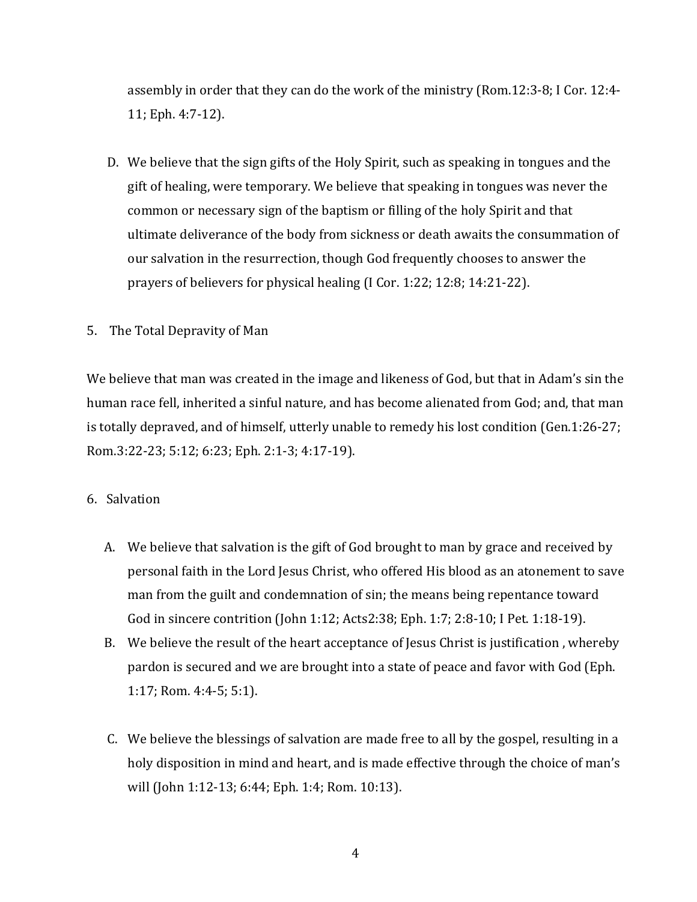assembly in order that they can do the work of the ministry (Rom.12:3-8; I Cor. 12:4-11; Eph. 4:7-12).

D. We believe that the sign gifts of the Holy Spirit, such as speaking in tongues and the gift of healing, were temporary. We believe that speaking in tongues was never the common or necessary sign of the baptism or filling of the holy Spirit and that ultimate deliverance of the body from sickness or death awaits the consummation of our salvation in the resurrection, though God frequently chooses to answer the prayers of believers for physical healing (I Cor. 1:22; 12:8; 14:21-22).

5. The Total Depravity of Man

We believe that man was created in the image and likeness of God, but that in Adam's sin the human race fell, inherited a sinful nature, and has become alienated from God; and, that man is totally depraved, and of himself, utterly unable to remedy his lost condition (Gen.1:26-27; Rom.3:22-23; 5:12; 6:23; Eph. 2:1-3; 4:17-19).

6. Salvation

A. We believe that salvation is the gift of God brought to man by grace and received by personal faith in the Lord Jesus Christ, who offered His blood as an atonement to save man from the guilt and condemnation of sin; the means being repentance toward God in sincere contrition (John 1:12; Acts2:38; Eph. 1:7; 2:8-10; I Pet. 1:18-19).

B. We believe the result of the heart acceptance of Jesus Christ is justification , whereby pardon is secured and we are brought into a state of peace and favor with God (Eph. 1:17; Rom. 4:4-5; 5:1).

C. We believe the blessings of salvation are made free to all by the gospel, resulting in a holy disposition in mind and heart, and is made effective through the choice of man's will (John 1:12-13; 6:44; Eph. 1:4; Rom. 10:13).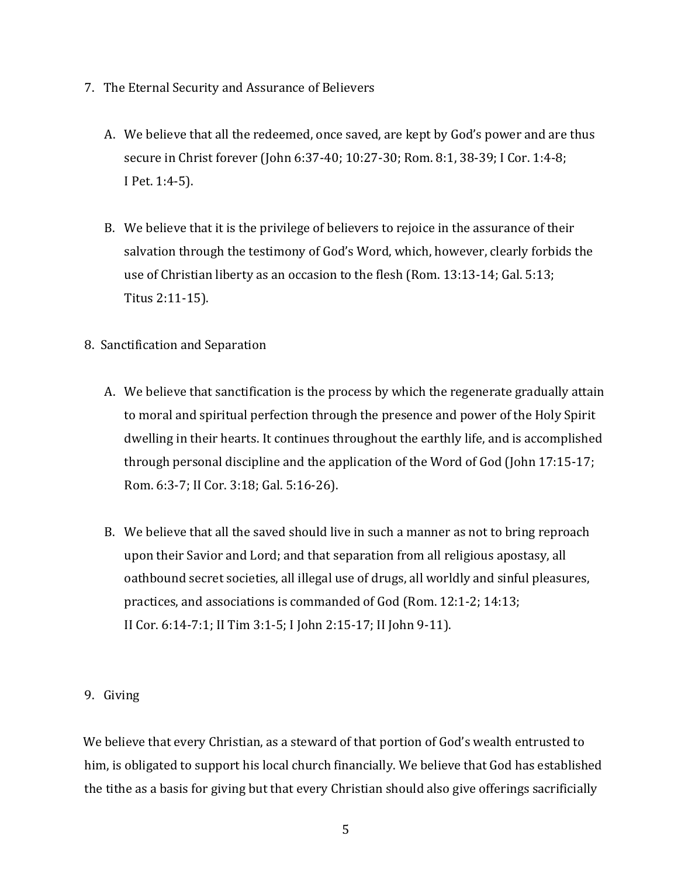7. The Eternal Security and Assurance of Believers

   A. We believe that all the redeemed, once saved, are kept by God's power and are thus secure in Christ forever (John 6:37-40; 10:27-30; Rom. 8:1, 38-39; I Cor. 1:4-8; I Pet. 1:4-5).

   B. We believe that it is the privilege of believers to rejoice in the assurance of their salvation through the testimony of God's Word, which, however, clearly forbids the use of Christian liberty as an occasion to the flesh (Rom. 13:13-14; Gal. 5:13; Titus 2:11-15).

8. Sanctification and Separation

   A. We believe that sanctification is the process by which the regenerate gradually attain to moral and spiritual perfection through the presence and power of the Holy Spirit dwelling in their hearts. It continues throughout the earthly life, and is accomplished through personal discipline and the application of the Word of God (John 17:15-17; Rom. 6:3-7; II Cor. 3:18; Gal. 5:16-26).

   B. We believe that all the saved should live in such a manner as not to bring reproach upon their Savior and Lord; and that separation from all religious apostasy, all oathbound secret societies, all illegal use of drugs, all worldly and sinful pleasures, practices, and associations is commanded of God (Rom. 12:1-2; 14:13; II Cor. 6:14-7:1; II Tim 3:1-5; I John 2:15-17; II John 9-11).

9. Giving

We believe that every Christian, as a steward of that portion of God's wealth entrusted to him, is obligated to support his local church financially. We believe that God has established the tithe as a basis for giving but that every Christian should also give offerings sacrificially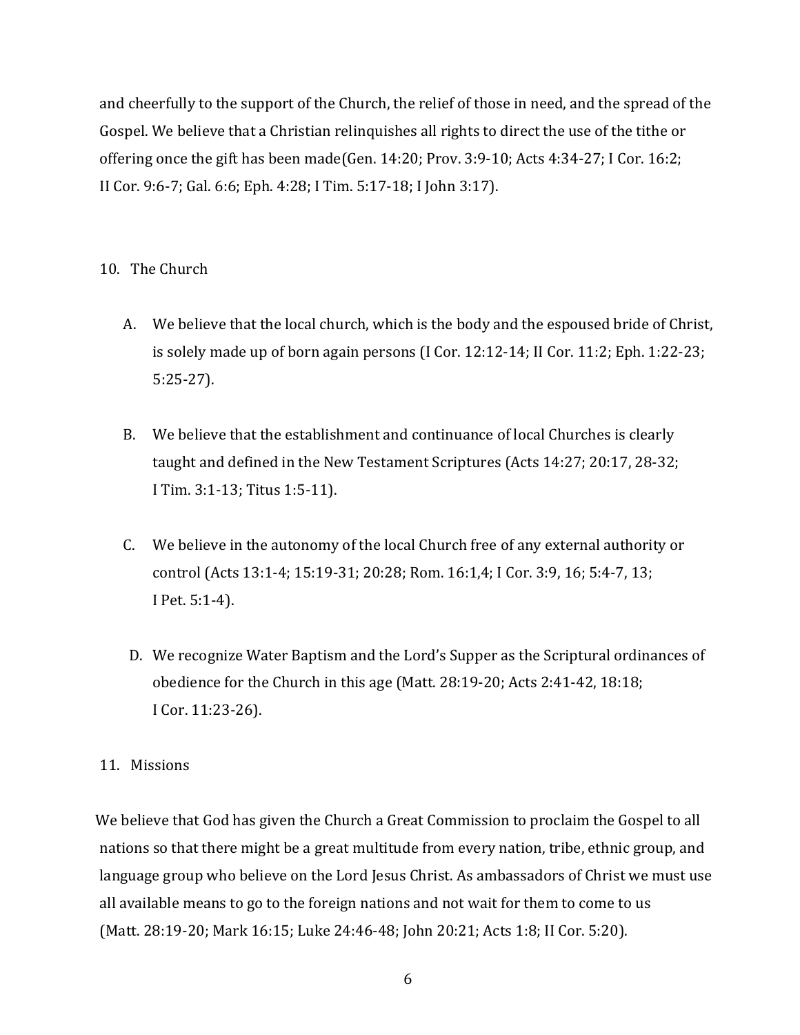and cheerfully to the support of the Church, the relief of those in need, and the spread of the Gospel. We believe that a Christian relinquishes all rights to direct the use of the tithe or offering once the gift has been made(Gen. 14:20; Prov. 3:9-10; Acts 4:34-27; I Cor. 16:2; II Cor. 9:6-7; Gal. 6:6; Eph. 4:28; I Tim. 5:17-18; I John 3:17).

10. The Church

   A. We believe that the local church, which is the body and the espoused bride of Christ, is solely made up of born again persons (I Cor. 12:12-14; II Cor. 11:2; Eph. 1:22-23; 5:25-27).

   B. We believe that the establishment and continuance of local Churches is clearly taught and defined in the New Testament Scriptures (Acts 14:27; 20:17, 28-32; I Tim. 3:1-13; Titus 1:5-11).

   C. We believe in the autonomy of the local Church free of any external authority or control (Acts 13:1-4; 15:19-31; 20:28; Rom. 16:1,4; I Cor. 3:9, 16; 5:4-7, 13; I Pet. 5:1-4).

   D. We recognize Water Baptism and the Lord's Supper as the Scriptural ordinances of obedience for the Church in this age (Matt. 28:19-20; Acts 2:41-42, 18:18; I Cor. 11:23-26).

11. Missions

We believe that God has given the Church a Great Commission to proclaim the Gospel to all nations so that there might be a great multitude from every nation, tribe, ethnic group, and language group who believe on the Lord Jesus Christ. As ambassadors of Christ we must use all available means to go to the foreign nations and not wait for them to come to us (Matt. 28:19-20; Mark 16:15; Luke 24:46-48; John 20:21; Acts 1:8; II Cor. 5:20).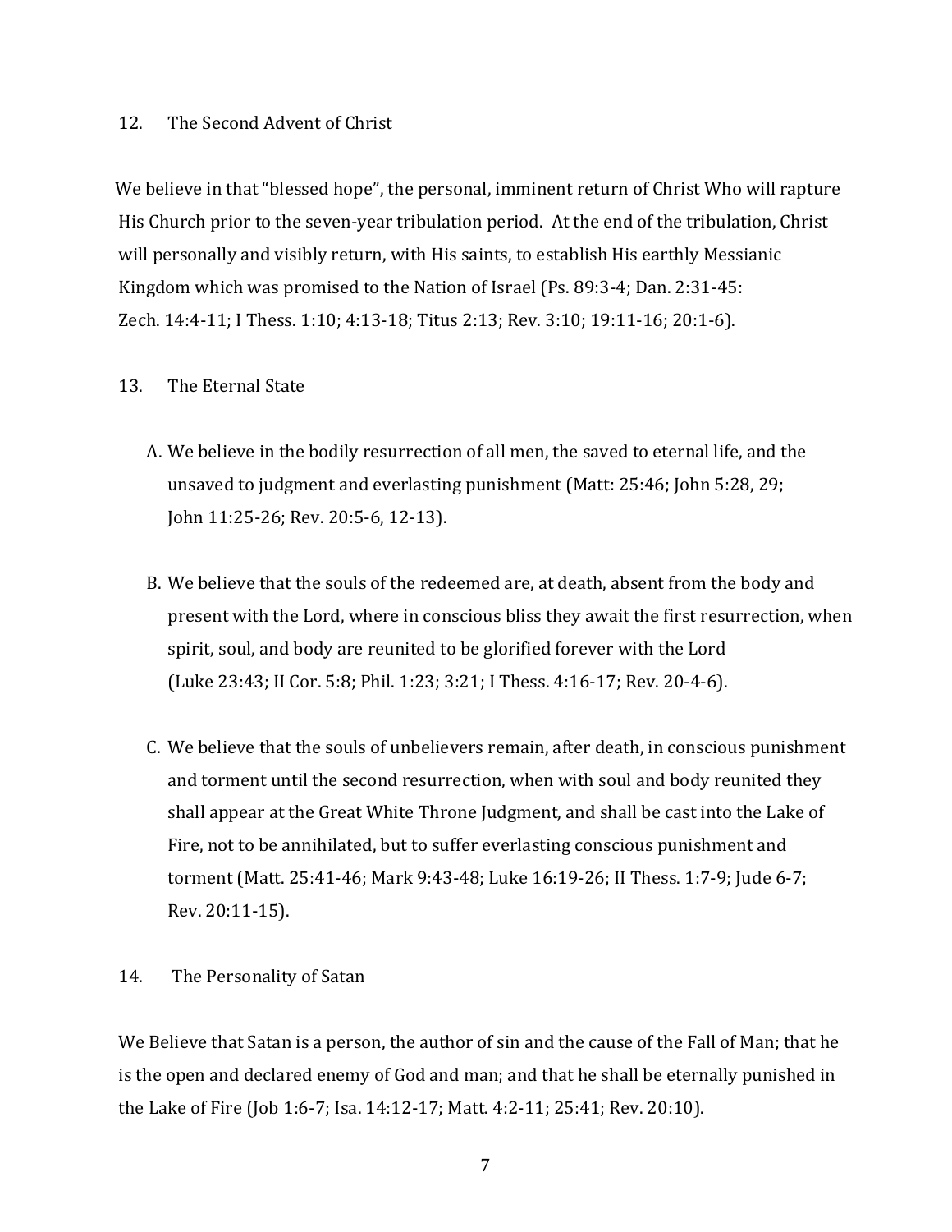## 12. The Second Advent of Christ

We believe in that "blessed hope", the personal, imminent return of Christ Who will rapture His Church prior to the seven-year tribulation period. At the end of the tribulation, Christ will personally and visibly return, with His saints, to establish His earthly Messianic Kingdom which was promised to the Nation of Israel (Ps. 89:3-4; Dan. 2:31-45: Zech. 14:4-11; I Thess. 1:10; 4:13-18; Titus 2:13; Rev. 3:10; 19:11-16; 20:1-6).

## 13. The Eternal State

A. We believe in the bodily resurrection of all men, the saved to eternal life, and the unsaved to judgment and everlasting punishment (Matt: 25:46; John 5:28, 29; John 11:25-26; Rev. 20:5-6, 12-13).

B. We believe that the souls of the redeemed are, at death, absent from the body and present with the Lord, where in conscious bliss they await the first resurrection, when spirit, soul, and body are reunited to be glorified forever with the Lord (Luke 23:43; II Cor. 5:8; Phil. 1:23; 3:21; I Thess. 4:16-17; Rev. 20-4-6).

C. We believe that the souls of unbelievers remain, after death, in conscious punishment and torment until the second resurrection, when with soul and body reunited they shall appear at the Great White Throne Judgment, and shall be cast into the Lake of Fire, not to be annihilated, but to suffer everlasting conscious punishment and torment (Matt. 25:41-46; Mark 9:43-48; Luke 16:19-26; II Thess. 1:7-9; Jude 6-7; Rev. 20:11-15).

## 14. The Personality of Satan

We Believe that Satan is a person, the author of sin and the cause of the Fall of Man; that he is the open and declared enemy of God and man; and that he shall be eternally punished in the Lake of Fire (Job 1:6-7; Isa. 14:12-17; Matt. 4:2-11; 25:41; Rev. 20:10).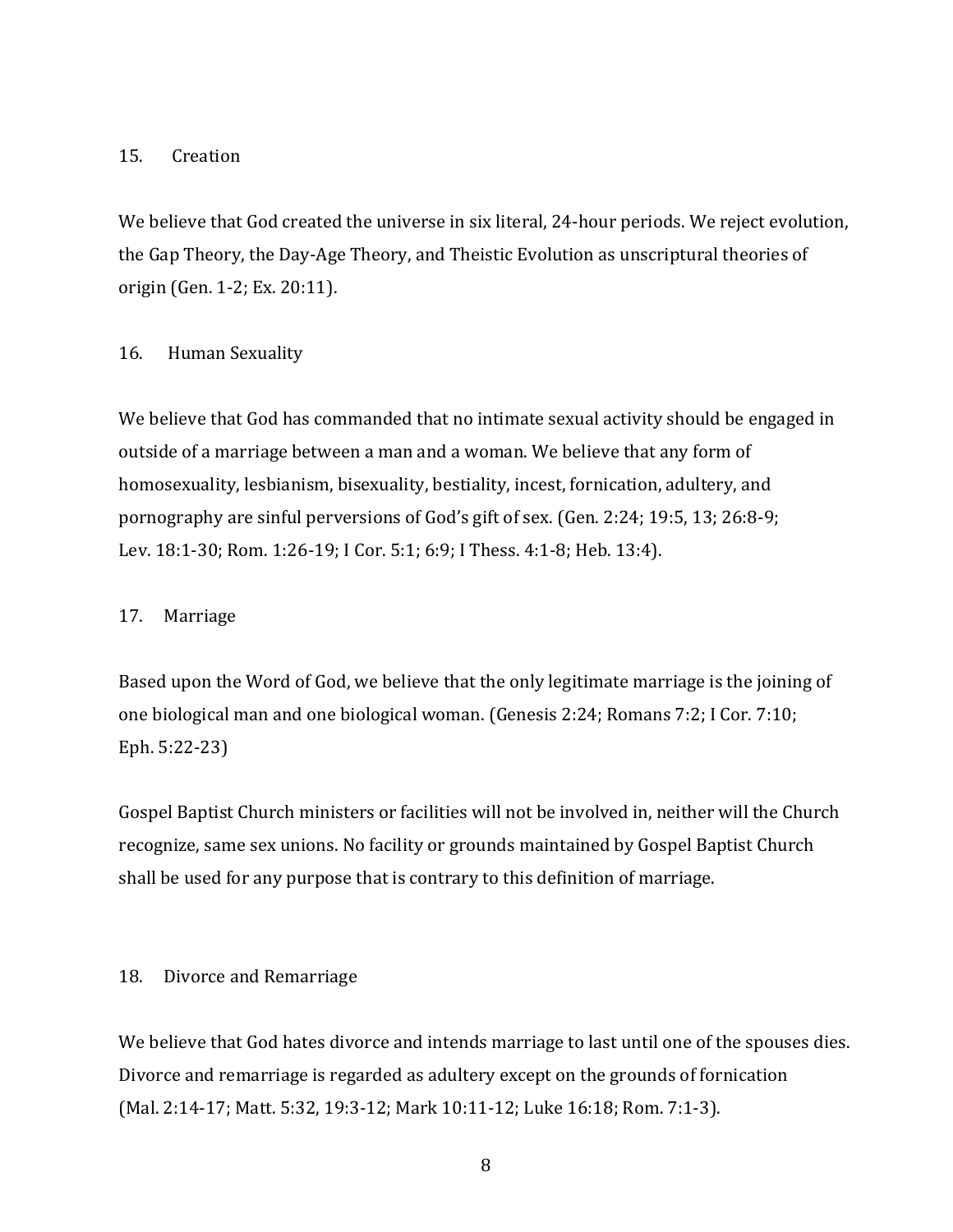## 15. Creation

We believe that God created the universe in six literal, 24-hour periods. We reject evolution, the Gap Theory, the Day-Age Theory, and Theistic Evolution as unscriptural theories of origin (Gen. 1-2; Ex. 20:11).

## 16. Human Sexuality

We believe that God has commanded that no intimate sexual activity should be engaged in outside of a marriage between a man and a woman. We believe that any form of homosexuality, lesbianism, bisexuality, bestiality, incest, fornication, adultery, and pornography are sinful perversions of God's gift of sex. (Gen. 2:24; 19:5, 13; 26:8-9; Lev. 18:1-30; Rom. 1:26-19; I Cor. 5:1; 6:9; I Thess. 4:1-8; Heb. 13:4).

## 17. Marriage

Based upon the Word of God, we believe that the only legitimate marriage is the joining of one biological man and one biological woman. (Genesis 2:24; Romans 7:2; I Cor. 7:10; Eph. 5:22-23)

Gospel Baptist Church ministers or facilities will not be involved in, neither will the Church recognize, same sex unions. No facility or grounds maintained by Gospel Baptist Church shall be used for any purpose that is contrary to this definition of marriage.

## 18. Divorce and Remarriage

We believe that God hates divorce and intends marriage to last until one of the spouses dies. Divorce and remarriage is regarded as adultery except on the grounds of fornication (Mal. 2:14-17; Matt. 5:32, 19:3-12; Mark 10:11-12; Luke 16:18; Rom. 7:1-3).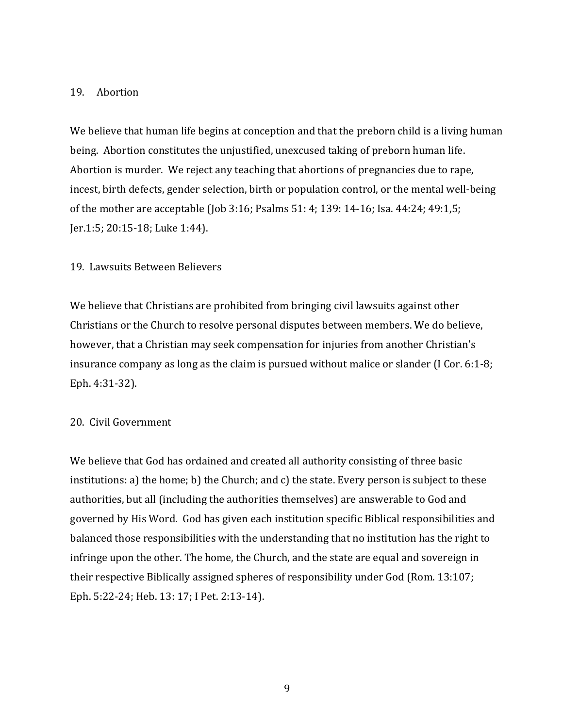## 19. Abortion

We believe that human life begins at conception and that the preborn child is a living human being. Abortion constitutes the unjustified, unexcused taking of preborn human life. Abortion is murder. We reject any teaching that abortions of pregnancies due to rape, incest, birth defects, gender selection, birth or population control, or the mental well-being of the mother are acceptable (Job 3:16; Psalms 51: 4; 139: 14-16; Isa. 44:24; 49:1,5; Jer.1:5; 20:15-18; Luke 1:44).

## 19. Lawsuits Between Believers

We believe that Christians are prohibited from bringing civil lawsuits against other Christians or the Church to resolve personal disputes between members. We do believe, however, that a Christian may seek compensation for injuries from another Christian's insurance company as long as the claim is pursued without malice or slander (I Cor. 6:1-8; Eph. 4:31-32).

## 20. Civil Government

We believe that God has ordained and created all authority consisting of three basic institutions: a) the home; b) the Church; and c) the state. Every person is subject to these authorities, but all (including the authorities themselves) are answerable to God and governed by His Word. God has given each institution specific Biblical responsibilities and balanced those responsibilities with the understanding that no institution has the right to infringe upon the other. The home, the Church, and the state are equal and sovereign in their respective Biblically assigned spheres of responsibility under God (Rom. 13:107; Eph. 5:22-24; Heb. 13: 17; I Pet. 2:13-14).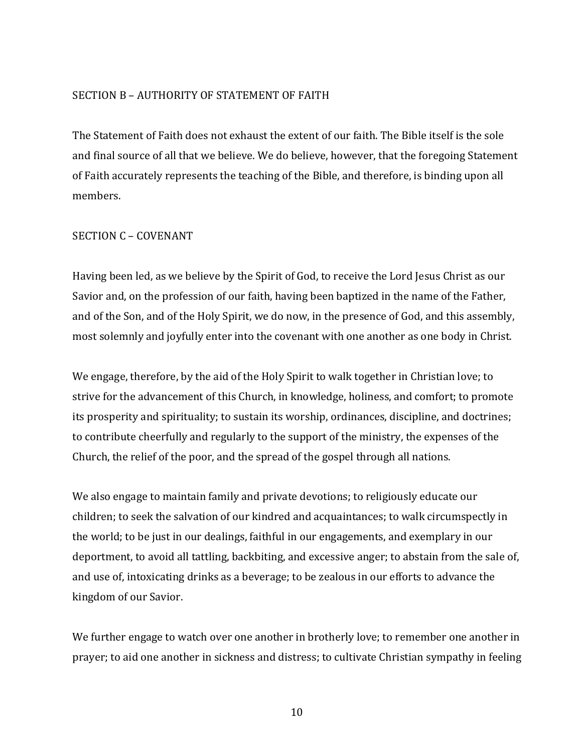## SECTION B – AUTHORITY OF STATEMENT OF FAITH

The Statement of Faith does not exhaust the extent of our faith. The Bible itself is the sole and final source of all that we believe. We do believe, however, that the foregoing Statement of Faith accurately represents the teaching of the Bible, and therefore, is binding upon all members.

## SECTION C – COVENANT

Having been led, as we believe by the Spirit of God, to receive the Lord Jesus Christ as our Savior and, on the profession of our faith, having been baptized in the name of the Father, and of the Son, and of the Holy Spirit, we do now, in the presence of God, and this assembly, most solemnly and joyfully enter into the covenant with one another as one body in Christ.

We engage, therefore, by the aid of the Holy Spirit to walk together in Christian love; to strive for the advancement of this Church, in knowledge, holiness, and comfort; to promote its prosperity and spirituality; to sustain its worship, ordinances, discipline, and doctrines; to contribute cheerfully and regularly to the support of the ministry, the expenses of the Church, the relief of the poor, and the spread of the gospel through all nations.

We also engage to maintain family and private devotions; to religiously educate our children; to seek the salvation of our kindred and acquaintances; to walk circumspectly in the world; to be just in our dealings, faithful in our engagements, and exemplary in our deportment, to avoid all tattling, backbiting, and excessive anger; to abstain from the sale of, and use of, intoxicating drinks as a beverage; to be zealous in our efforts to advance the kingdom of our Savior.

We further engage to watch over one another in brotherly love; to remember one another in prayer; to aid one another in sickness and distress; to cultivate Christian sympathy in feeling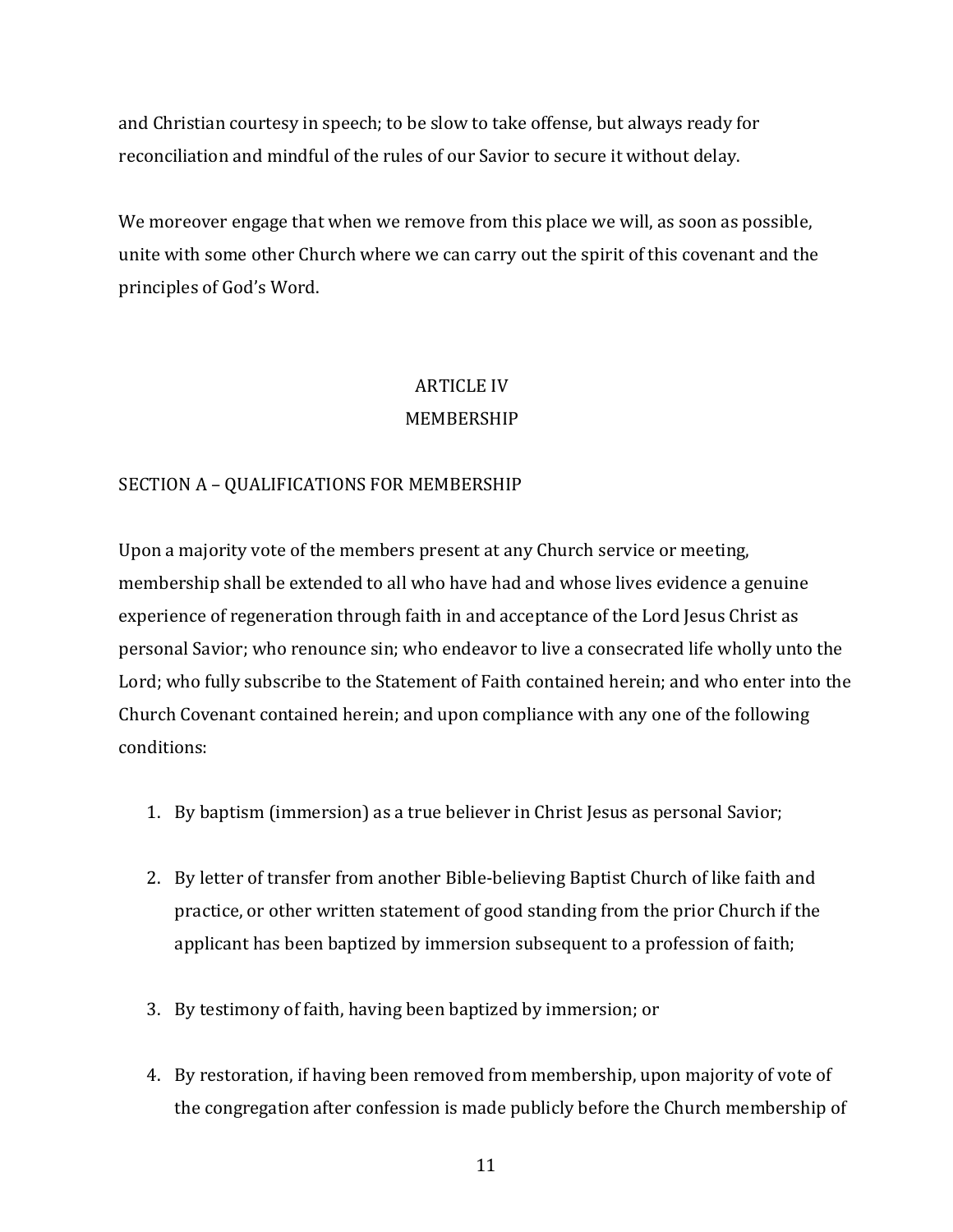and Christian courtesy in speech; to be slow to take offense, but always ready for reconciliation and mindful of the rules of our Savior to secure it without delay.

We moreover engage that when we remove from this place we will, as soon as possible, unite with some other Church where we can carry out the spirit of this covenant and the principles of God's Word.

## ARTICLE IV
## MEMBERSHIP

### SECTION A – QUALIFICATIONS FOR MEMBERSHIP

Upon a majority vote of the members present at any Church service or meeting, membership shall be extended to all who have had and whose lives evidence a genuine experience of regeneration through faith in and acceptance of the Lord Jesus Christ as personal Savior; who renounce sin; who endeavor to live a consecrated life wholly unto the Lord; who fully subscribe to the Statement of Faith contained herein; and who enter into the Church Covenant contained herein; and upon compliance with any one of the following conditions:

1. By baptism (immersion) as a true believer in Christ Jesus as personal Savior;

2. By letter of transfer from another Bible-believing Baptist Church of like faith and practice, or other written statement of good standing from the prior Church if the applicant has been baptized by immersion subsequent to a profession of faith;

3. By testimony of faith, having been baptized by immersion; or

4. By restoration, if having been removed from membership, upon majority of vote of the congregation after confession is made publicly before the Church membership of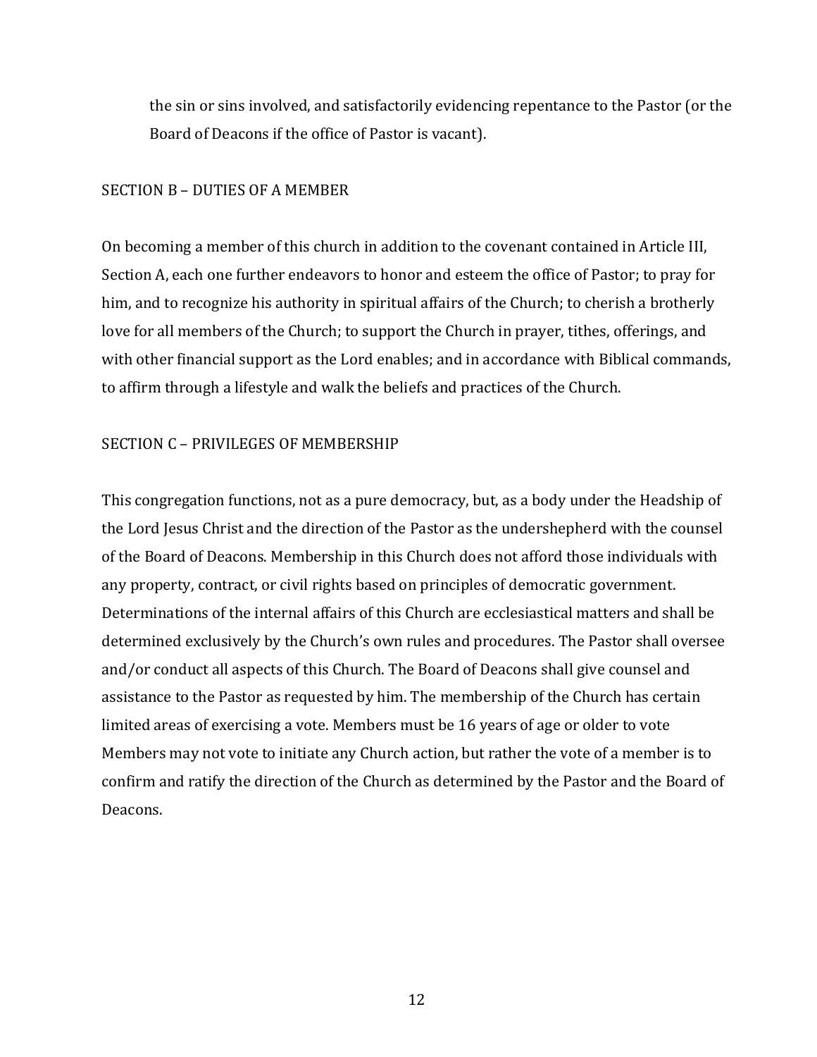the sin or sins involved, and satisfactorily evidencing repentance to the Pastor (or the Board of Deacons if the office of Pastor is vacant).

SECTION B – DUTIES OF A MEMBER

On becoming a member of this church in addition to the covenant contained in Article III, Section A, each one further endeavors to honor and esteem the office of Pastor; to pray for him, and to recognize his authority in spiritual affairs of the Church; to cherish a brotherly love for all members of the Church; to support the Church in prayer, tithes, offerings, and with other financial support as the Lord enables; and in accordance with Biblical commands, to affirm through a lifestyle and walk the beliefs and practices of the Church.

SECTION C – PRIVILEGES OF MEMBERSHIP

This congregation functions, not as a pure democracy, but, as a body under the Headship of the Lord Jesus Christ and the direction of the Pastor as the undershepherd with the counsel of the Board of Deacons. Membership in this Church does not afford those individuals with any property, contract, or civil rights based on principles of democratic government. Determinations of the internal affairs of this Church are ecclesiastical matters and shall be determined exclusively by the Church's own rules and procedures. The Pastor shall oversee and/or conduct all aspects of this Church. The Board of Deacons shall give counsel and assistance to the Pastor as requested by him. The membership of the Church has certain limited areas of exercising a vote. Members must be 16 years of age or older to vote Members may not vote to initiate any Church action, but rather the vote of a member is to confirm and ratify the direction of the Church as determined by the Pastor and the Board of Deacons.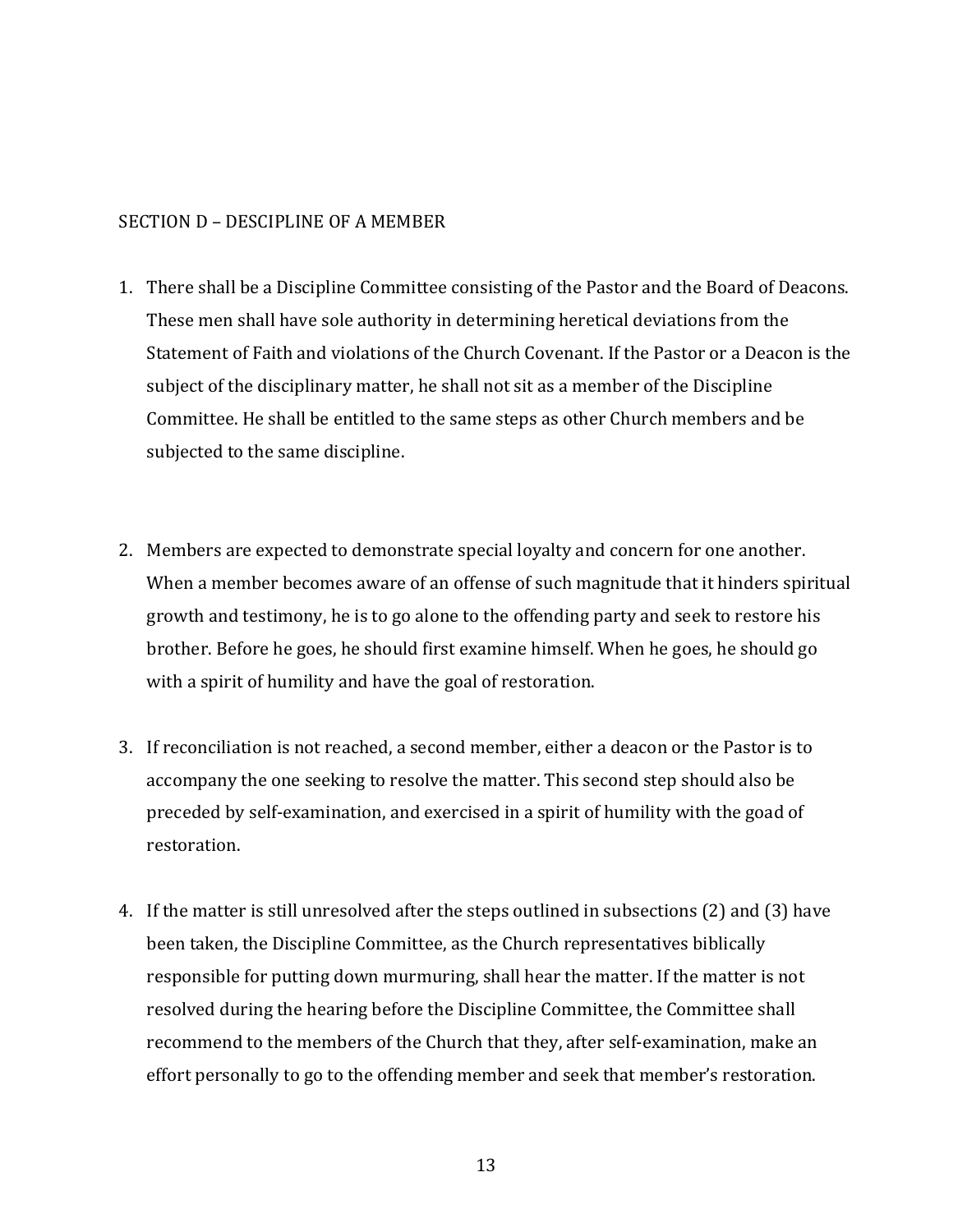## SECTION D – DESCIPLINE OF A MEMBER

1. There shall be a Discipline Committee consisting of the Pastor and the Board of Deacons. These men shall have sole authority in determining heretical deviations from the Statement of Faith and violations of the Church Covenant. If the Pastor or a Deacon is the subject of the disciplinary matter, he shall not sit as a member of the Discipline Committee. He shall be entitled to the same steps as other Church members and be subjected to the same discipline.

2. Members are expected to demonstrate special loyalty and concern for one another. When a member becomes aware of an offense of such magnitude that it hinders spiritual growth and testimony, he is to go alone to the offending party and seek to restore his brother. Before he goes, he should first examine himself. When he goes, he should go with a spirit of humility and have the goal of restoration.

3. If reconciliation is not reached, a second member, either a deacon or the Pastor is to accompany the one seeking to resolve the matter. This second step should also be preceded by self-examination, and exercised in a spirit of humility with the goad of restoration.

4. If the matter is still unresolved after the steps outlined in subsections (2) and (3) have been taken, the Discipline Committee, as the Church representatives biblically responsible for putting down murmuring, shall hear the matter. If the matter is not resolved during the hearing before the Discipline Committee, the Committee shall recommend to the members of the Church that they, after self-examination, make an effort personally to go to the offending member and seek that member's restoration.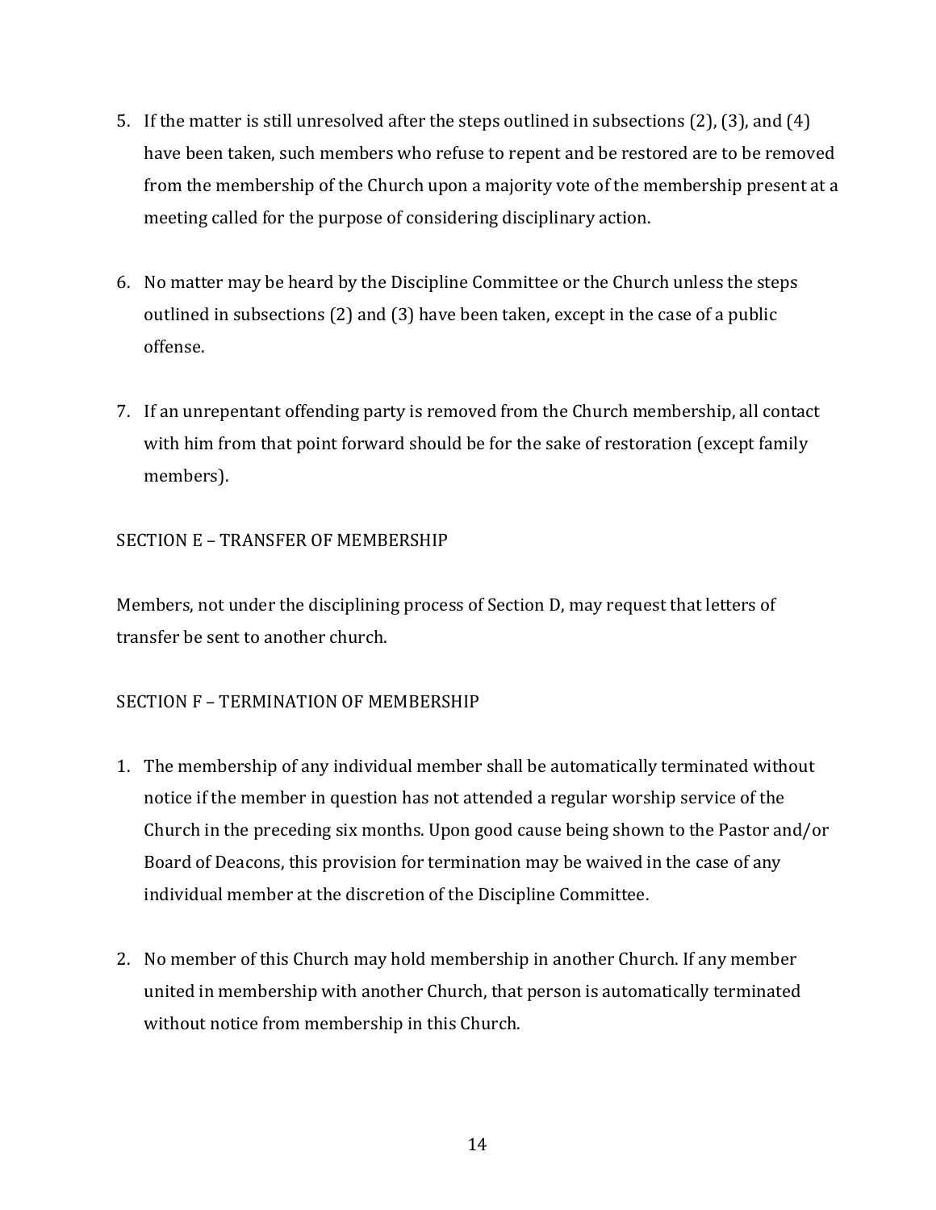5. If the matter is still unresolved after the steps outlined in subsections (2), (3), and (4) have been taken, such members who refuse to repent and be restored are to be removed from the membership of the Church upon a majority vote of the membership present at a meeting called for the purpose of considering disciplinary action.

6. No matter may be heard by the Discipline Committee or the Church unless the steps outlined in subsections (2) and (3) have been taken, except in the case of a public offense.

7. If an unrepentant offending party is removed from the Church membership, all contact with him from that point forward should be for the sake of restoration (except family members).

SECTION E – TRANSFER OF MEMBERSHIP

Members, not under the disciplining process of Section D, may request that letters of transfer be sent to another church.

SECTION F – TERMINATION OF MEMBERSHIP

1. The membership of any individual member shall be automatically terminated without notice if the member in question has not attended a regular worship service of the Church in the preceding six months. Upon good cause being shown to the Pastor and/or Board of Deacons, this provision for termination may be waived in the case of any individual member at the discretion of the Discipline Committee.

2. No member of this Church may hold membership in another Church. If any member united in membership with another Church, that person is automatically terminated without notice from membership in this Church.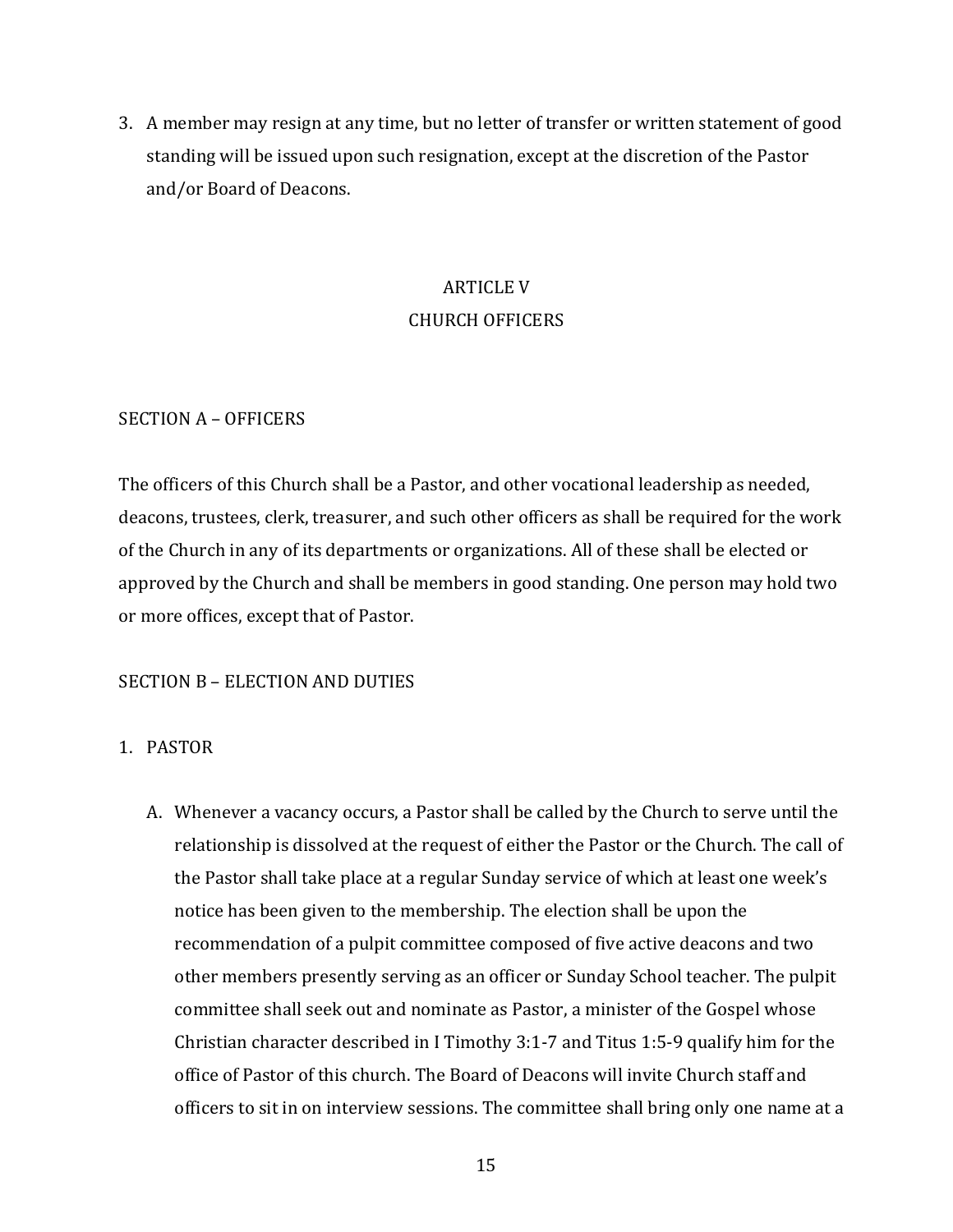3. A member may resign at any time, but no letter of transfer or written statement of good standing will be issued upon such resignation, except at the discretion of the Pastor and/or Board of Deacons.

## ARTICLE V
## CHURCH OFFICERS

### SECTION A – OFFICERS

The officers of this Church shall be a Pastor, and other vocational leadership as needed, deacons, trustees, clerk, treasurer, and such other officers as shall be required for the work of the Church in any of its departments or organizations. All of these shall be elected or approved by the Church and shall be members in good standing. One person may hold two or more offices, except that of Pastor.

### SECTION B – ELECTION AND DUTIES

1. PASTOR

   A. Whenever a vacancy occurs, a Pastor shall be called by the Church to serve until the relationship is dissolved at the request of either the Pastor or the Church. The call of the Pastor shall take place at a regular Sunday service of which at least one week's notice has been given to the membership. The election shall be upon the recommendation of a pulpit committee composed of five active deacons and two other members presently serving as an officer or Sunday School teacher. The pulpit committee shall seek out and nominate as Pastor, a minister of the Gospel whose Christian character described in I Timothy 3:1-7 and Titus 1:5-9 qualify him for the office of Pastor of this church. The Board of Deacons will invite Church staff and officers to sit in on interview sessions. The committee shall bring only one name at a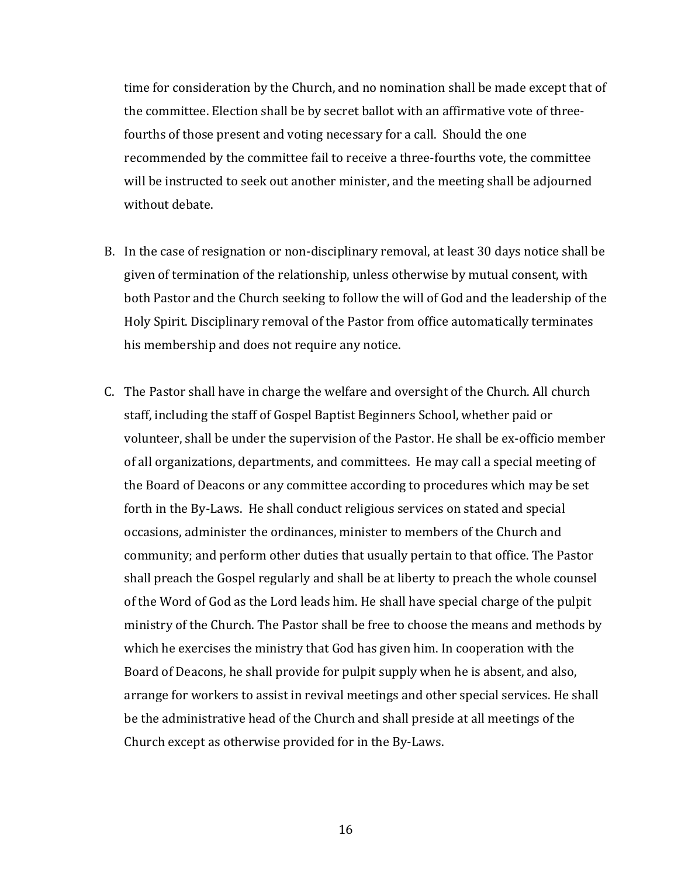time for consideration by the Church, and no nomination shall be made except that of the committee. Election shall be by secret ballot with an affirmative vote of three-fourths of those present and voting necessary for a call. Should the one recommended by the committee fail to receive a three-fourths vote, the committee will be instructed to seek out another minister, and the meeting shall be adjourned without debate.

B. In the case of resignation or non-disciplinary removal, at least 30 days notice shall be given of termination of the relationship, unless otherwise by mutual consent, with both Pastor and the Church seeking to follow the will of God and the leadership of the Holy Spirit. Disciplinary removal of the Pastor from office automatically terminates his membership and does not require any notice.

C. The Pastor shall have in charge the welfare and oversight of the Church. All church staff, including the staff of Gospel Baptist Beginners School, whether paid or volunteer, shall be under the supervision of the Pastor. He shall be ex-officio member of all organizations, departments, and committees. He may call a special meeting of the Board of Deacons or any committee according to procedures which may be set forth in the By-Laws. He shall conduct religious services on stated and special occasions, administer the ordinances, minister to members of the Church and community; and perform other duties that usually pertain to that office. The Pastor shall preach the Gospel regularly and shall be at liberty to preach the whole counsel of the Word of God as the Lord leads him. He shall have special charge of the pulpit ministry of the Church. The Pastor shall be free to choose the means and methods by which he exercises the ministry that God has given him. In cooperation with the Board of Deacons, he shall provide for pulpit supply when he is absent, and also, arrange for workers to assist in revival meetings and other special services. He shall be the administrative head of the Church and shall preside at all meetings of the Church except as otherwise provided for in the By-Laws.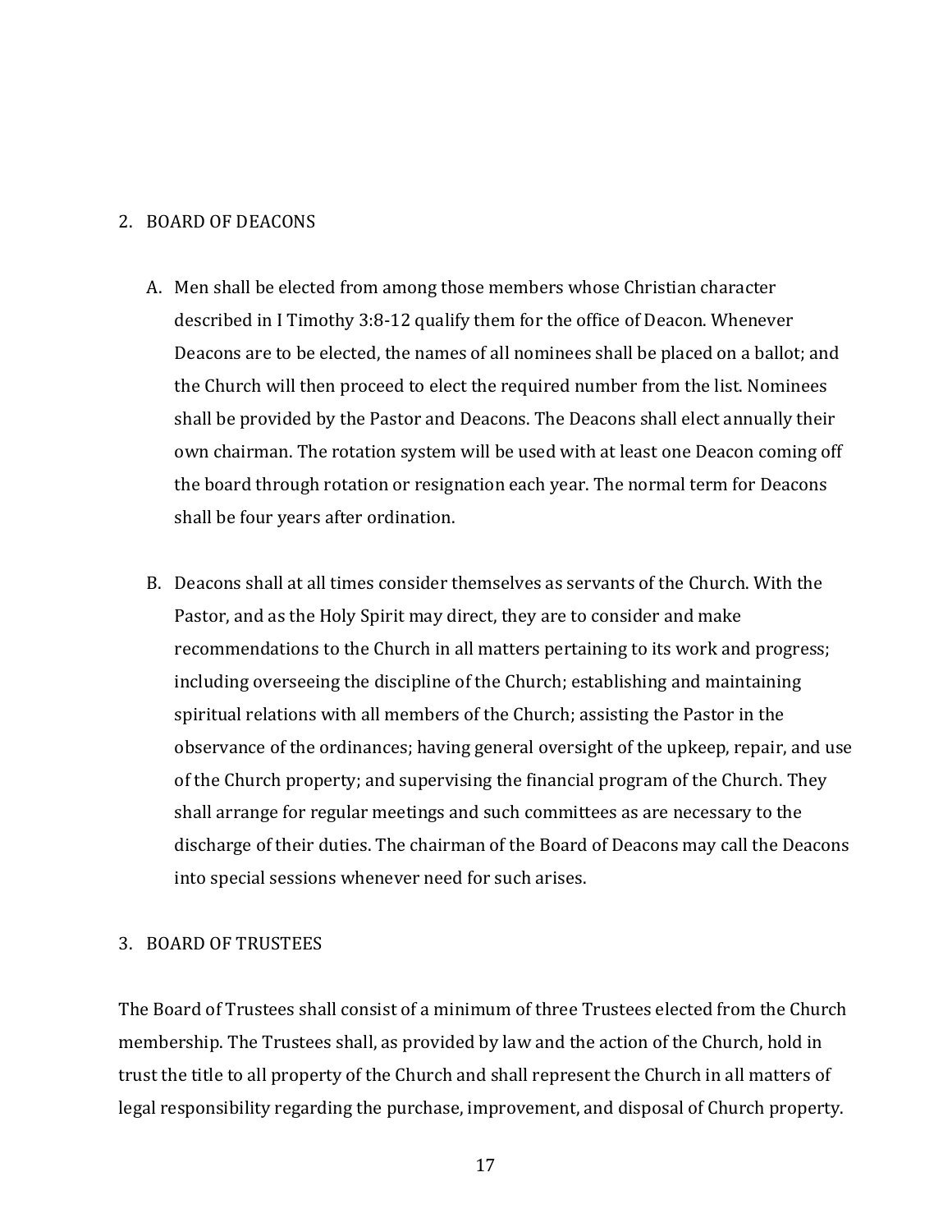2. BOARD OF DEACONS

   A. Men shall be elected from among those members whose Christian character described in I Timothy 3:8-12 qualify them for the office of Deacon. Whenever Deacons are to be elected, the names of all nominees shall be placed on a ballot; and the Church will then proceed to elect the required number from the list. Nominees shall be provided by the Pastor and Deacons. The Deacons shall elect annually their own chairman. The rotation system will be used with at least one Deacon coming off the board through rotation or resignation each year. The normal term for Deacons shall be four years after ordination.

   B. Deacons shall at all times consider themselves as servants of the Church. With the Pastor, and as the Holy Spirit may direct, they are to consider and make recommendations to the Church in all matters pertaining to its work and progress; including overseeing the discipline of the Church; establishing and maintaining spiritual relations with all members of the Church; assisting the Pastor in the observance of the ordinances; having general oversight of the upkeep, repair, and use of the Church property; and supervising the financial program of the Church. They shall arrange for regular meetings and such committees as are necessary to the discharge of their duties. The chairman of the Board of Deacons may call the Deacons into special sessions whenever need for such arises.

3. BOARD OF TRUSTEES

The Board of Trustees shall consist of a minimum of three Trustees elected from the Church membership. The Trustees shall, as provided by law and the action of the Church, hold in trust the title to all property of the Church and shall represent the Church in all matters of legal responsibility regarding the purchase, improvement, and disposal of Church property.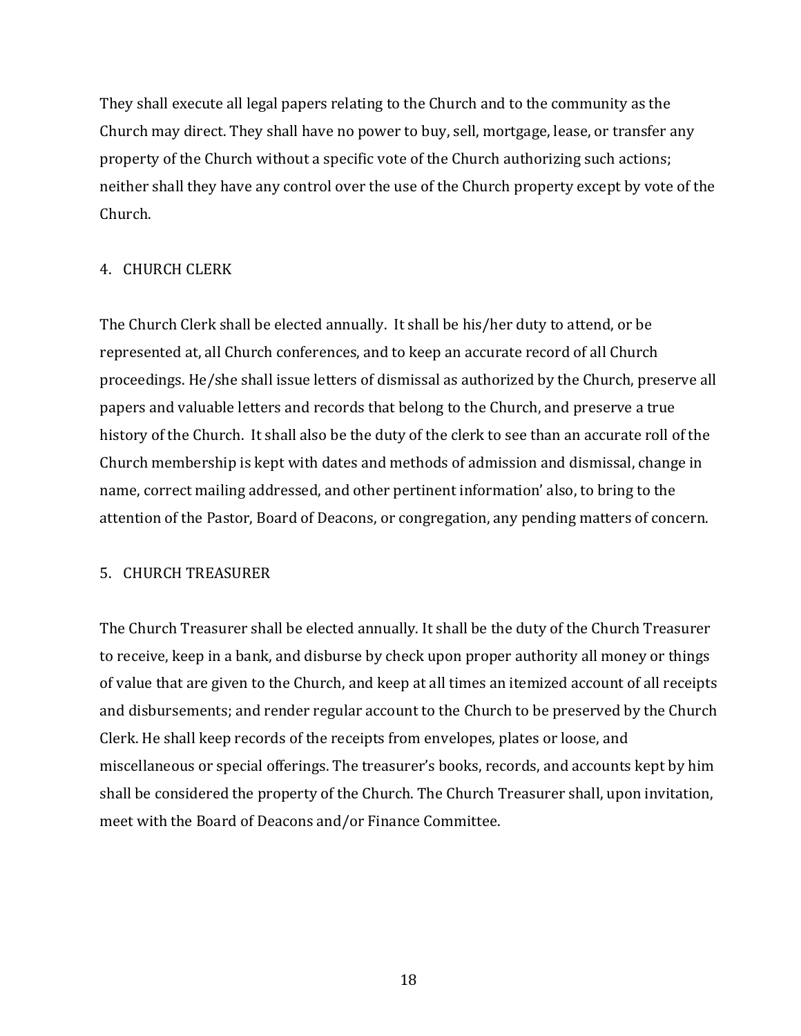They shall execute all legal papers relating to the Church and to the community as the Church may direct. They shall have no power to buy, sell, mortgage, lease, or transfer any property of the Church without a specific vote of the Church authorizing such actions; neither shall they have any control over the use of the Church property except by vote of the Church.

4. CHURCH CLERK

The Church Clerk shall be elected annually. It shall be his/her duty to attend, or be represented at, all Church conferences, and to keep an accurate record of all Church proceedings. He/she shall issue letters of dismissal as authorized by the Church, preserve all papers and valuable letters and records that belong to the Church, and preserve a true history of the Church. It shall also be the duty of the clerk to see than an accurate roll of the Church membership is kept with dates and methods of admission and dismissal, change in name, correct mailing addressed, and other pertinent information' also, to bring to the attention of the Pastor, Board of Deacons, or congregation, any pending matters of concern.

5. CHURCH TREASURER

The Church Treasurer shall be elected annually. It shall be the duty of the Church Treasurer to receive, keep in a bank, and disburse by check upon proper authority all money or things of value that are given to the Church, and keep at all times an itemized account of all receipts and disbursements; and render regular account to the Church to be preserved by the Church Clerk. He shall keep records of the receipts from envelopes, plates or loose, and miscellaneous or special offerings. The treasurer's books, records, and accounts kept by him shall be considered the property of the Church. The Church Treasurer shall, upon invitation, meet with the Board of Deacons and/or Finance Committee.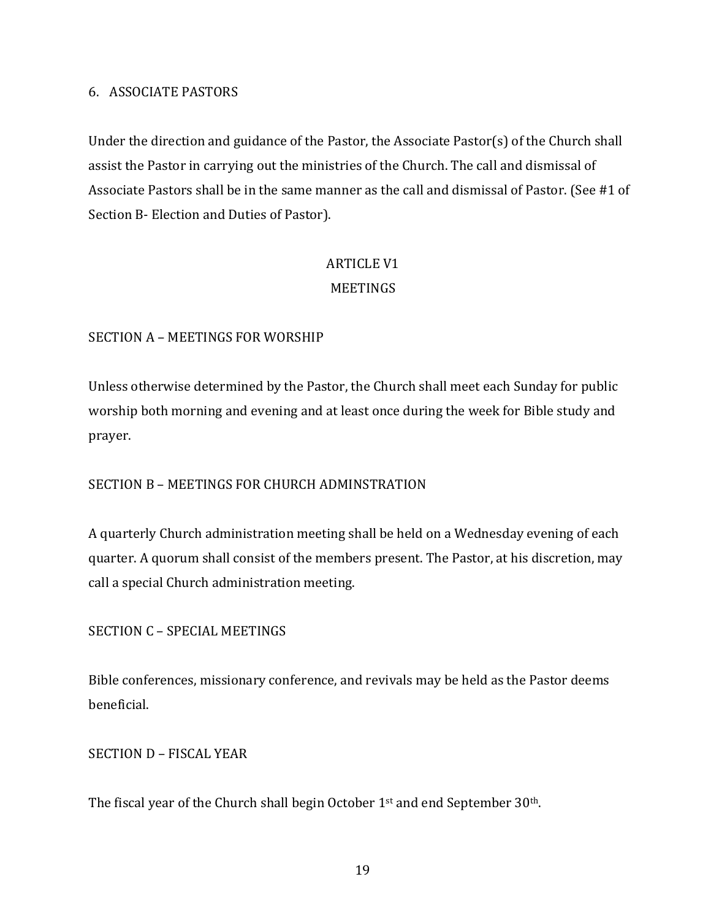6. ASSOCIATE PASTORS

Under the direction and guidance of the Pastor, the Associate Pastor(s) of the Church shall assist the Pastor in carrying out the ministries of the Church. The call and dismissal of Associate Pastors shall be in the same manner as the call and dismissal of Pastor. (See #1 of Section B- Election and Duties of Pastor).

## ARTICLE V1
## MEETINGS

### SECTION A – MEETINGS FOR WORSHIP

Unless otherwise determined by the Pastor, the Church shall meet each Sunday for public worship both morning and evening and at least once during the week for Bible study and prayer.

### SECTION B – MEETINGS FOR CHURCH ADMINSTRATION

A quarterly Church administration meeting shall be held on a Wednesday evening of each quarter. A quorum shall consist of the members present. The Pastor, at his discretion, may call a special Church administration meeting.

### SECTION C – SPECIAL MEETINGS

Bible conferences, missionary conference, and revivals may be held as the Pastor deems beneficial.

### SECTION D – FISCAL YEAR

The fiscal year of the Church shall begin October 1st and end September 30th.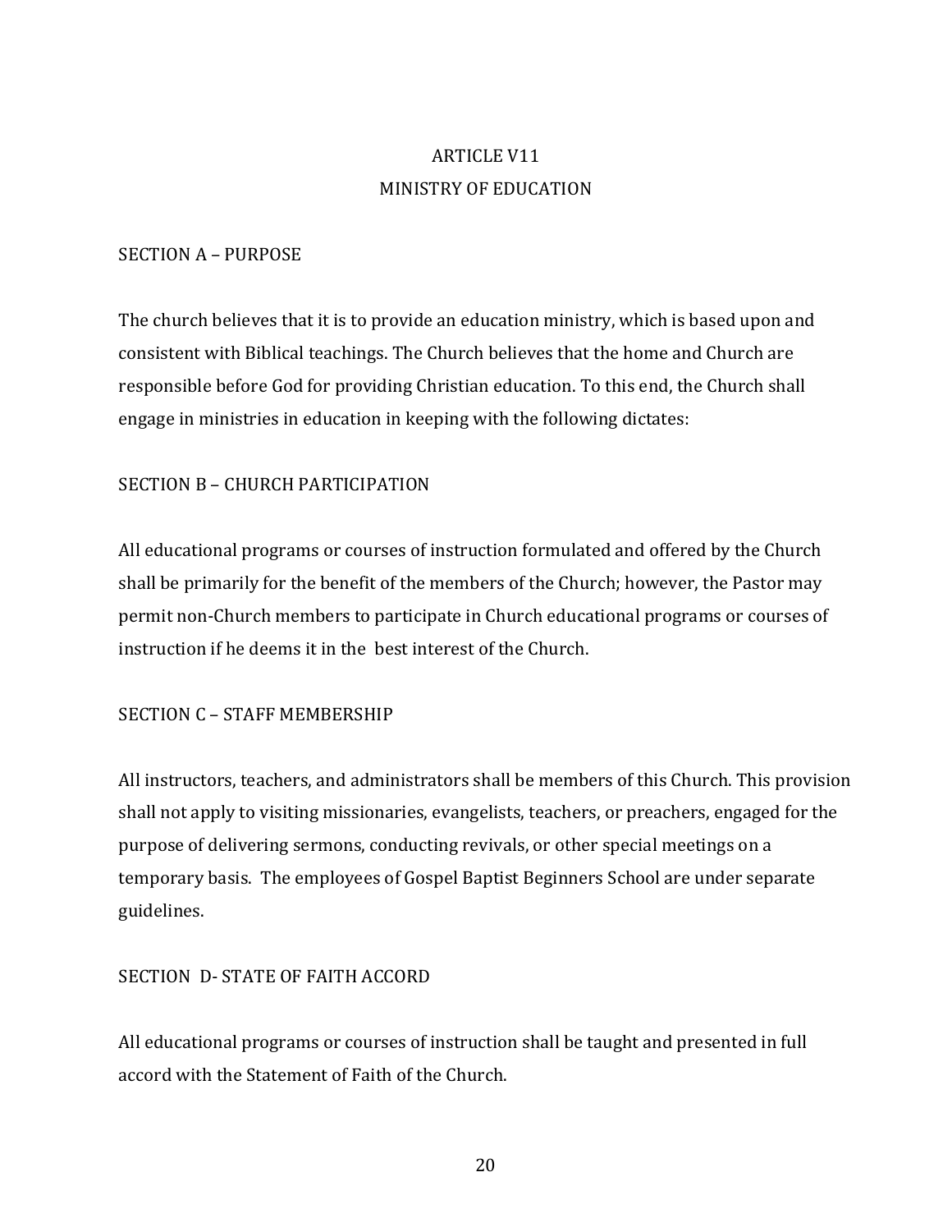# ARTICLE V11

## MINISTRY OF EDUCATION

### SECTION A – PURPOSE

The church believes that it is to provide an education ministry, which is based upon and consistent with Biblical teachings. The Church believes that the home and Church are responsible before God for providing Christian education. To this end, the Church shall engage in ministries in education in keeping with the following dictates:

### SECTION B – CHURCH PARTICIPATION

All educational programs or courses of instruction formulated and offered by the Church shall be primarily for the benefit of the members of the Church; however, the Pastor may permit non-Church members to participate in Church educational programs or courses of instruction if he deems it in the best interest of the Church.

### SECTION C – STAFF MEMBERSHIP

All instructors, teachers, and administrators shall be members of this Church. This provision shall not apply to visiting missionaries, evangelists, teachers, or preachers, engaged for the purpose of delivering sermons, conducting revivals, or other special meetings on a temporary basis. The employees of Gospel Baptist Beginners School are under separate guidelines.

### SECTION D- STATE OF FAITH ACCORD

All educational programs or courses of instruction shall be taught and presented in full accord with the Statement of Faith of the Church.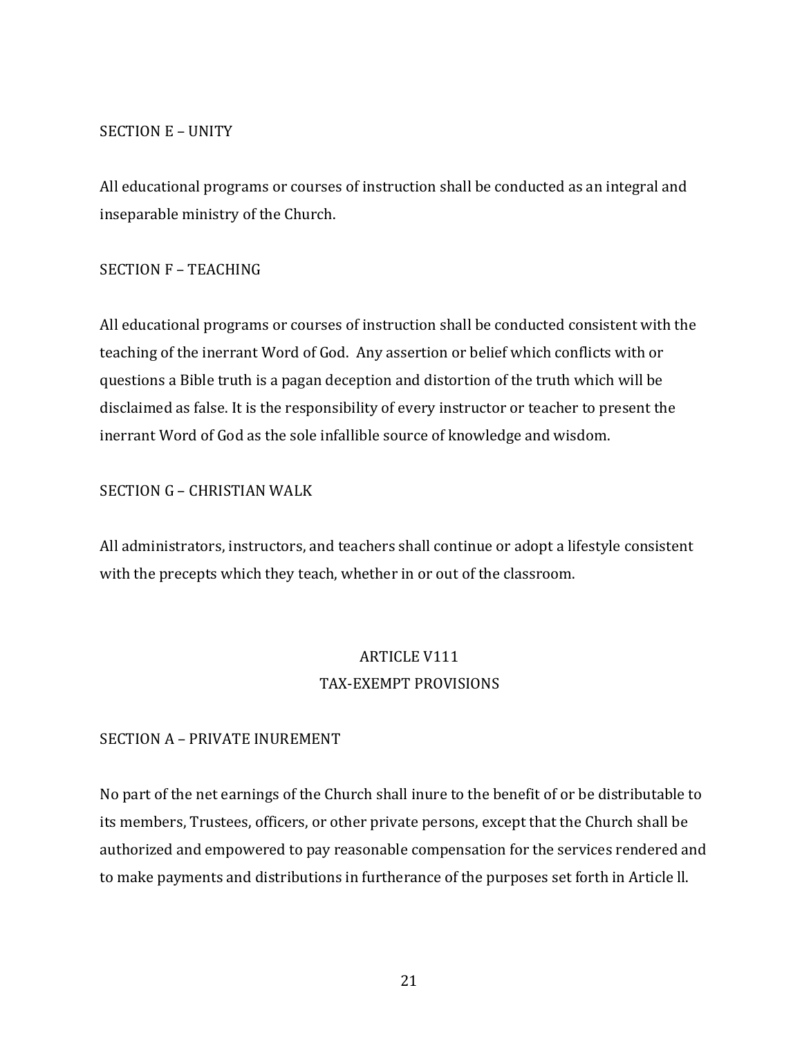SECTION E – UNITY

All educational programs or courses of instruction shall be conducted as an integral and inseparable ministry of the Church.

SECTION F – TEACHING

All educational programs or courses of instruction shall be conducted consistent with the teaching of the inerrant Word of God. Any assertion or belief which conflicts with or questions a Bible truth is a pagan deception and distortion of the truth which will be disclaimed as false. It is the responsibility of every instructor or teacher to present the inerrant Word of God as the sole infallible source of knowledge and wisdom.

SECTION G – CHRISTIAN WALK

All administrators, instructors, and teachers shall continue or adopt a lifestyle consistent with the precepts which they teach, whether in or out of the classroom.

## ARTICLE V111
## TAX-EXEMPT PROVISIONS

SECTION A – PRIVATE INUREMENT

No part of the net earnings of the Church shall inure to the benefit of or be distributable to its members, Trustees, officers, or other private persons, except that the Church shall be authorized and empowered to pay reasonable compensation for the services rendered and to make payments and distributions in furtherance of the purposes set forth in Article ll.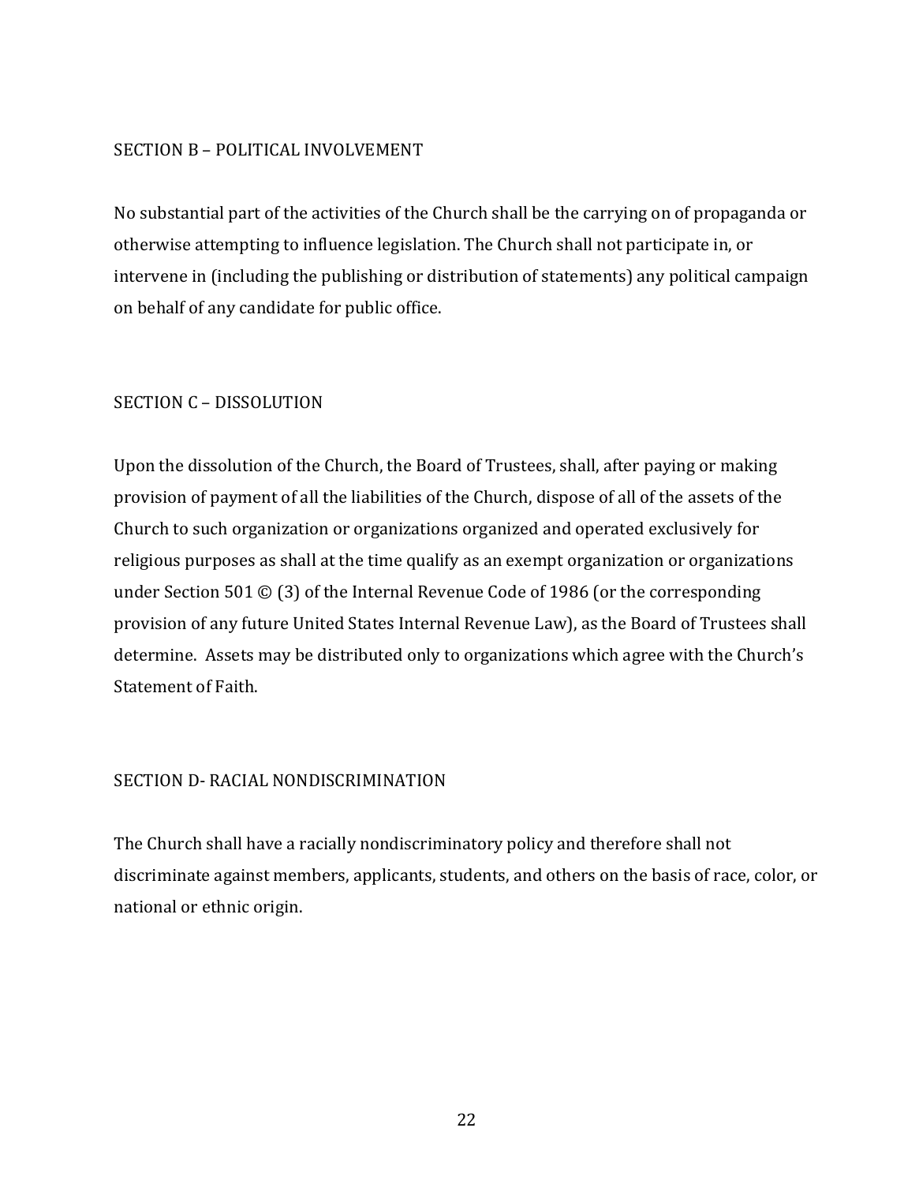## SECTION B – POLITICAL INVOLVEMENT

No substantial part of the activities of the Church shall be the carrying on of propaganda or otherwise attempting to influence legislation. The Church shall not participate in, or intervene in (including the publishing or distribution of statements) any political campaign on behalf of any candidate for public office.

## SECTION C – DISSOLUTION

Upon the dissolution of the Church, the Board of Trustees, shall, after paying or making provision of payment of all the liabilities of the Church, dispose of all of the assets of the Church to such organization or organizations organized and operated exclusively for religious purposes as shall at the time qualify as an exempt organization or organizations under Section 501 © (3) of the Internal Revenue Code of 1986 (or the corresponding provision of any future United States Internal Revenue Law), as the Board of Trustees shall determine. Assets may be distributed only to organizations which agree with the Church's Statement of Faith.

## SECTION D- RACIAL NONDISCRIMINATION

The Church shall have a racially nondiscriminatory policy and therefore shall not discriminate against members, applicants, students, and others on the basis of race, color, or national or ethnic origin.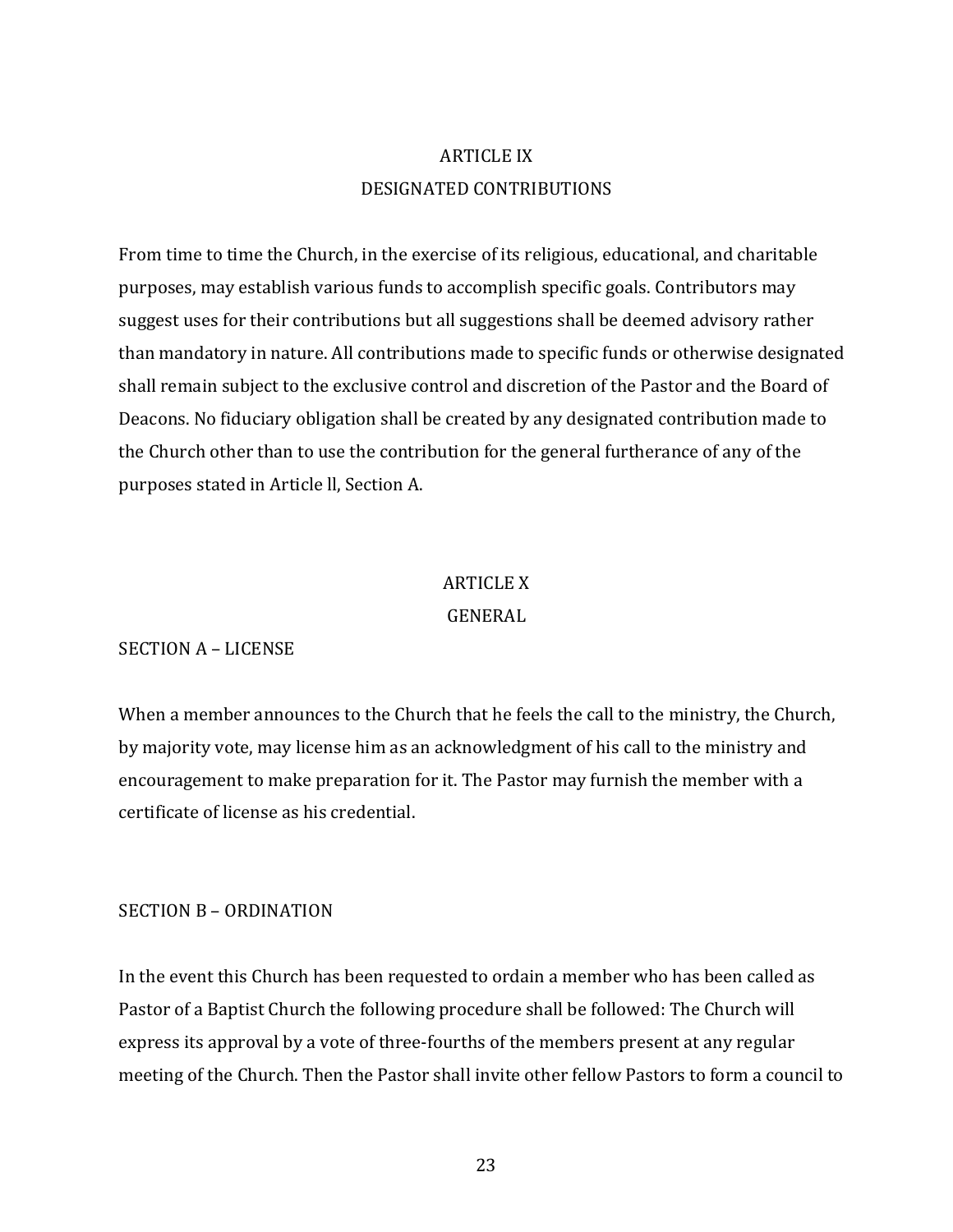## ARTICLE IX
## DESIGNATED CONTRIBUTIONS

From time to time the Church, in the exercise of its religious, educational, and charitable purposes, may establish various funds to accomplish specific goals. Contributors may suggest uses for their contributions but all suggestions shall be deemed advisory rather than mandatory in nature. All contributions made to specific funds or otherwise designated shall remain subject to the exclusive control and discretion of the Pastor and the Board of Deacons. No fiduciary obligation shall be created by any designated contribution made to the Church other than to use the contribution for the general furtherance of any of the purposes stated in Article ll, Section A.

## ARTICLE X
## GENERAL

### SECTION A – LICENSE

When a member announces to the Church that he feels the call to the ministry, the Church, by majority vote, may license him as an acknowledgment of his call to the ministry and encouragement to make preparation for it. The Pastor may furnish the member with a certificate of license as his credential.

### SECTION B – ORDINATION

In the event this Church has been requested to ordain a member who has been called as Pastor of a Baptist Church the following procedure shall be followed: The Church will express its approval by a vote of three-fourths of the members present at any regular meeting of the Church. Then the Pastor shall invite other fellow Pastors to form a council to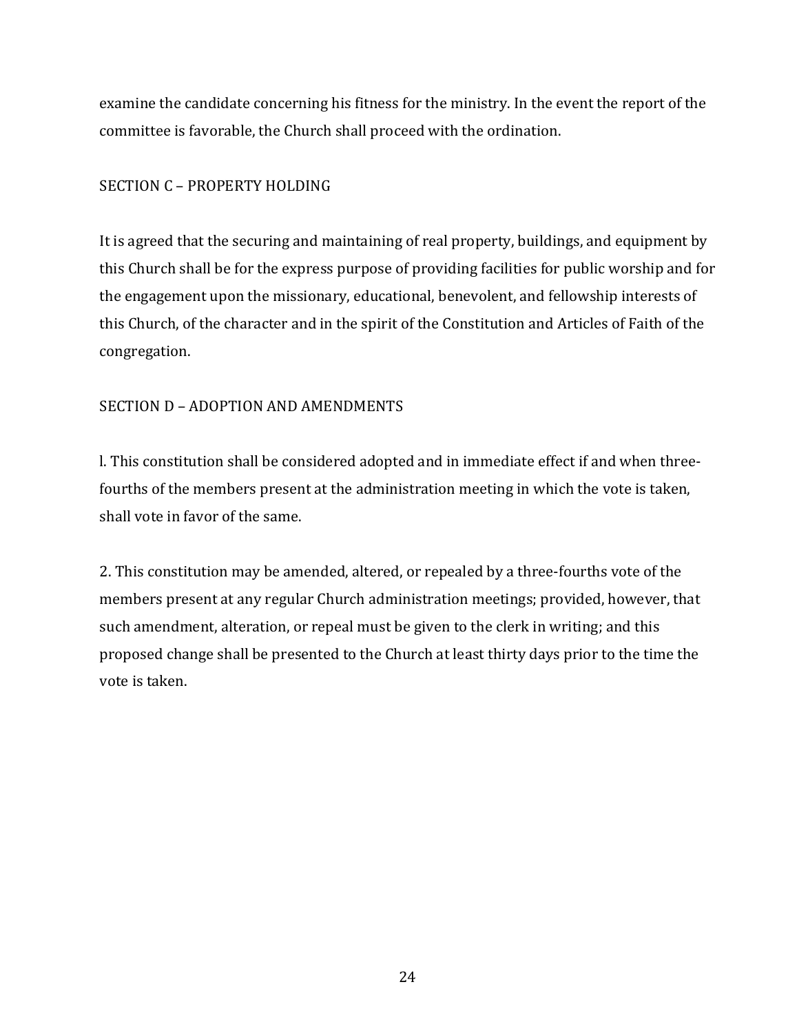examine the candidate concerning his fitness for the ministry. In the event the report of the committee is favorable, the Church shall proceed with the ordination.

SECTION C – PROPERTY HOLDING

It is agreed that the securing and maintaining of real property, buildings, and equipment by this Church shall be for the express purpose of providing facilities for public worship and for the engagement upon the missionary, educational, benevolent, and fellowship interests of this Church, of the character and in the spirit of the Constitution and Articles of Faith of the congregation.

SECTION D – ADOPTION AND AMENDMENTS

l. This constitution shall be considered adopted and in immediate effect if and when three-fourths of the members present at the administration meeting in which the vote is taken, shall vote in favor of the same.

2. This constitution may be amended, altered, or repealed by a three-fourths vote of the members present at any regular Church administration meetings; provided, however, that such amendment, alteration, or repeal must be given to the clerk in writing; and this proposed change shall be presented to the Church at least thirty days prior to the time the vote is taken.